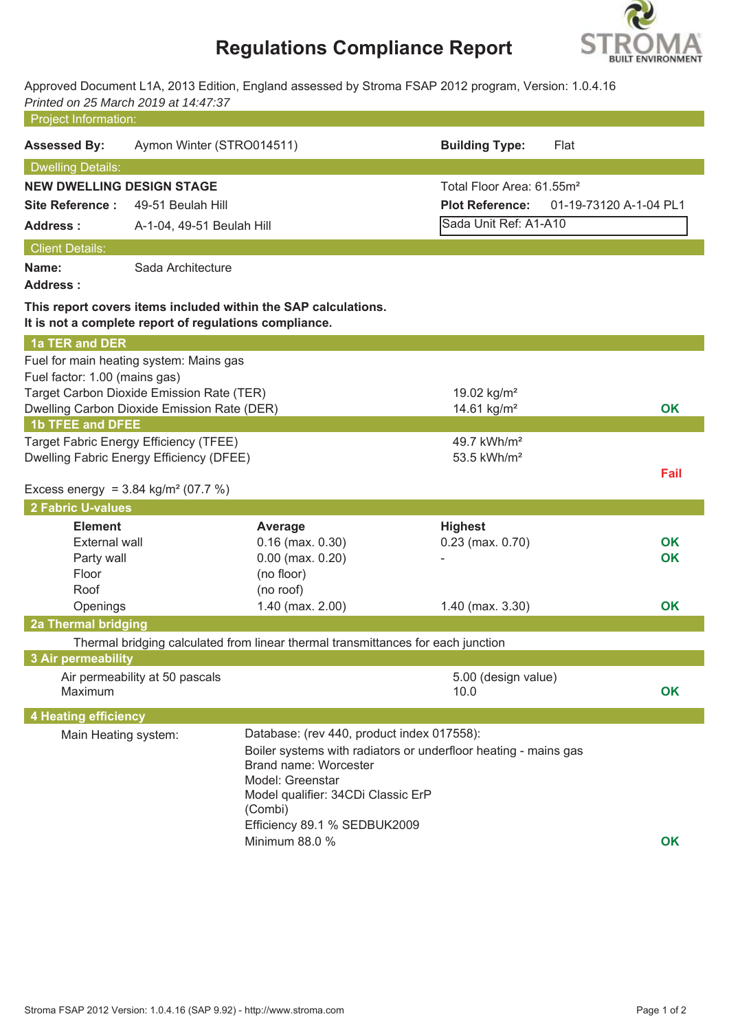# Regulations Compliance Report

Approved Document L1A, 2013 Edition, England assessed by Stroma FSAP 2012 program, Version: 1.0.4.16
*Printed on 25 March 2019 at 14:47:37*

## Project Information:

**Assessed By:** Aymon Winter (STRO014511) **Building Type:** Flat

## Dwelling Details:

**NEW DWELLING DESIGN STAGE** Total Floor Area: 61.55m²

**Site Reference :** 49-51 Beulah Hill **Plot Reference:** 01-19-73120 A-1-04 PL1

**Address :** A-1-04, 49-51 Beulah Hill Sada Unit Ref: A1-A10

## Client Details:

**Name:** Sada Architecture

**Address :**

**This report covers items included within the SAP calculations.**
**It is not a complete report of regulations compliance.**

## 1a TER and DER

Fuel for main heating system: Mains gas
Fuel factor: 1.00 (mains gas)

| | | |
|---|---|---|
| Target Carbon Dioxide Emission Rate (TER) | 19.02 kg/m² | |
| Dwelling Carbon Dioxide Emission Rate (DER) | 14.61 kg/m² | OK |

## 1b TFEE and DFEE

| | | |
|---|---|---|
| Target Fabric Energy Efficiency (TFEE) | 49.7 kWh/m² | |
| Dwelling Fabric Energy Efficiency (DFEE) | 53.5 kWh/m² | |
| | | Fail |

Excess energy = 3.84 kg/m² (07.7 %)

## 2 Fabric U-values

| Element | Average | Highest | |
|---|---|---|---|
| External wall | 0.16 (max. 0.30) | 0.23 (max. 0.70) | OK |
| Party wall | 0.00 (max. 0.20) | - | OK |
| Floor | (no floor) | | |
| Roof | (no roof) | | |
| Openings | 1.40 (max. 2.00) | 1.40 (max. 3.30) | OK |

## 2a Thermal bridging

Thermal bridging calculated from linear thermal transmittances for each junction

## 3 Air permeability

| | | |
|---|---|---|
| Air permeability at 50 pascals | 5.00 (design value) | |
| Maximum | 10.0 | OK |

## 4 Heating efficiency

Main Heating system: Database: (rev 440, product index 017558):
Boiler systems with radiators or underfloor heating - mains gas
Brand name: Worcester
Model: Greenstar
Model qualifier: 34CDi Classic ErP
(Combi)
Efficiency 89.1 % SEDBUK2009
Minimum 88.0 % OK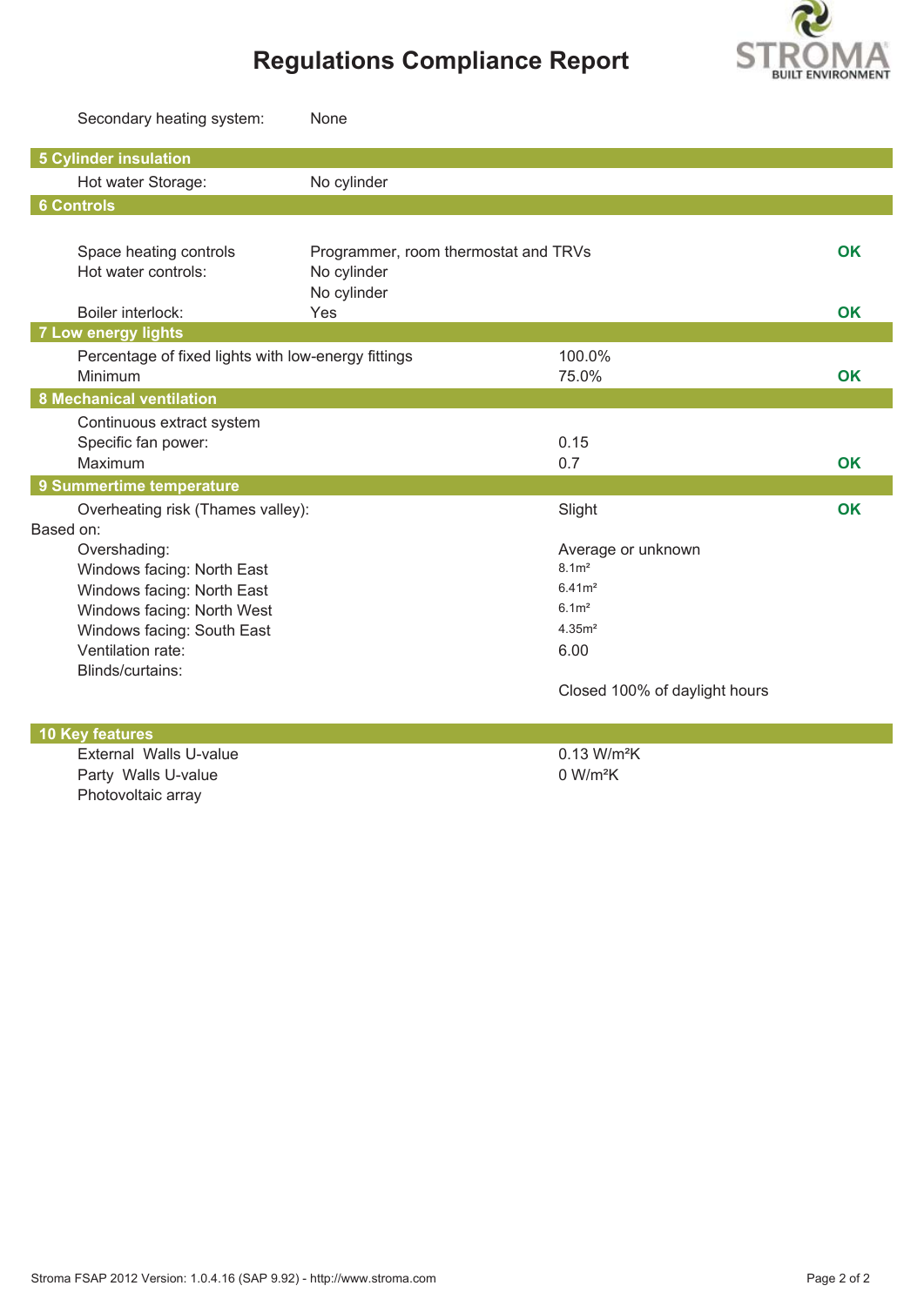# Regulations Compliance Report

| | | |
|---|---|---|
| Secondary heating system: | None | |

## 5 Cylinder insulation

| | | |
|---|---|---|
| Hot water Storage: | No cylinder | |

## 6 Controls

| | | |
|---|---|---|
| Space heating controls | Programmer, room thermostat and TRVs | **OK** |
| Hot water controls: | No cylinder | |
| | No cylinder | |
| Boiler interlock: | Yes | **OK** |

## 7 Low energy lights

| | | |
|---|---|---|
| Percentage of fixed lights with low-energy fittings | 100.0% | |
| Minimum | 75.0% | **OK** |

## 8 Mechanical ventilation

| | | |
|---|---|---|
| Continuous extract system | | |
| Specific fan power: | 0.15 | |
| Maximum | 0.7 | **OK** |

## 9 Summertime temperature

| | | |
|---|---|---|
| Overheating risk (Thames valley): | Slight | **OK** |

Based on:

| | |
|---|---|
| Overshading: | Average or unknown |
| Windows facing: North East | 8.1m² |
| Windows facing: North East | 6.41m² |
| Windows facing: North West | 6.1m² |
| Windows facing: South East | 4.35m² |
| Ventilation rate: | 6.00 |
| Blinds/curtains: | Closed 100% of daylight hours |

## 10 Key features

| | |
|---|---|
| External Walls U-value | 0.13 W/m²K |
| Party Walls U-value | 0 W/m²K |
| Photovoltaic array | |

Stroma FSAP 2012 Version: 1.0.4.16 (SAP 9.92) - http://www.stroma.com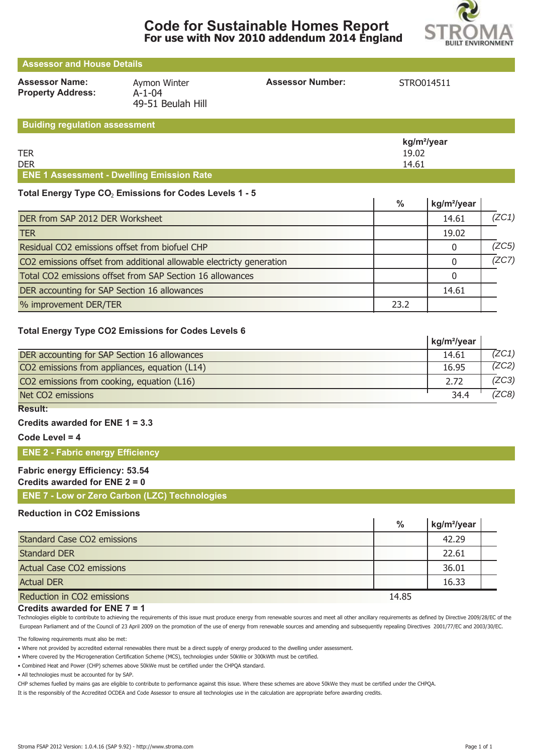# Code for Sustainable Homes Report
## For use with Nov 2010 addendum 2014 England

STROMA BUILT ENVIRONMENT

## Assessor and House Details

**Assessor Name:** Aymon Winter
**Property Address:** A-1-04, 49-51 Beulah Hill
**Assessor Number:** STRO014511

## Buiding regulation assessment

| | kg/m²/year |
|---|---|
| TER | 19.02 |
| DER | 14.61 |

## ENE 1 Assessment - Dwelling Emission Rate

### Total Energy Type $CO_2$ Emissions for Codes Levels 1 - 5

| | % | kg/m²/year | |
|---|---|---|---|
| DER from SAP 2012 DER Worksheet | | 14.61 | *(ZC1)* |
| TER | | 19.02 | |
| Residual CO2 emissions offset from biofuel CHP | | 0 | *(ZC5)* |
| CO2 emissions offset from additional allowable electricty generation | | 0 | *(ZC7)* |
| Total CO2 emissions offset from SAP Section 16 allowances | | 0 | |
| DER accounting for SAP Section 16 allowances | | 14.61 | |
| % improvement DER/TER | 23.2 | | |

### Total Energy Type CO2 Emissions for Codes Levels 6

| | kg/m²/year | |
|---|---|---|
| DER accounting for SAP Section 16 allowances | 14.61 | *(ZC1)* |
| CO2 emissions from appliances, equation (L14) | 16.95 | *(ZC2)* |
| CO2 emissions from cooking, equation (L16) | 2.72 | *(ZC3)* |
| Net CO2 emissions | 34.4 | *(ZC8)* |

**Result:**

**Credits awarded for ENE 1 = 3.3**

**Code Level = 4**

## ENE 2 - Fabric energy Efficiency

**Fabric energy Efficiency: 53.54**
**Credits awarded for ENE 2 = 0**

## ENE 7 - Low or Zero Carbon (LZC) Technologies

### Reduction in CO2 Emissions

| | % | kg/m²/year |
|---|---|---|
| Standard Case CO2 emissions | | 42.29 |
| Standard DER | | 22.61 |
| Actual Case CO2 emissions | | 36.01 |
| Actual DER | | 16.33 |
| Reduction in CO2 emissions | 14.85 | |

**Credits awarded for ENE 7 = 1**

Technologies eligible to contribute to achieving the requirements of this issue must produce energy from renewable sources and meet all other ancillary requirements as defined by Directive 2009/28/EC of the European Parliament and of the Council of 23 April 2009 on the promotion of the use of energy from renewable sources and amending and subsequently repealing Directives 2001/77/EC and 2003/30/EC.

The following requirements must also be met:

- Where not provided by accredited external renewables there must be a direct supply of energy produced to the dwelling under assessment.
- Where covered by the Microgeneration Certification Scheme (MCS), technologies under 50kWe or 300kWth must be certified.
- Combined Heat and Power (CHP) schemes above 50kWe must be certified under the CHPQA standard.
- All technologies must be accounted for by SAP.

CHP schemes fuelled by mains gas are eligible to contribute to performance against this issue. Where these schemes are above 50kWe they must be certified under the CHPQA.
It is the responsibly of the Accredited OCDEA and Code Assessor to ensure all technologies use in the calculation are appropriate before awarding credits.

Stroma FSAP 2012 Version: 1.0.4.16 (SAP 9.92) - http://www.stroma.com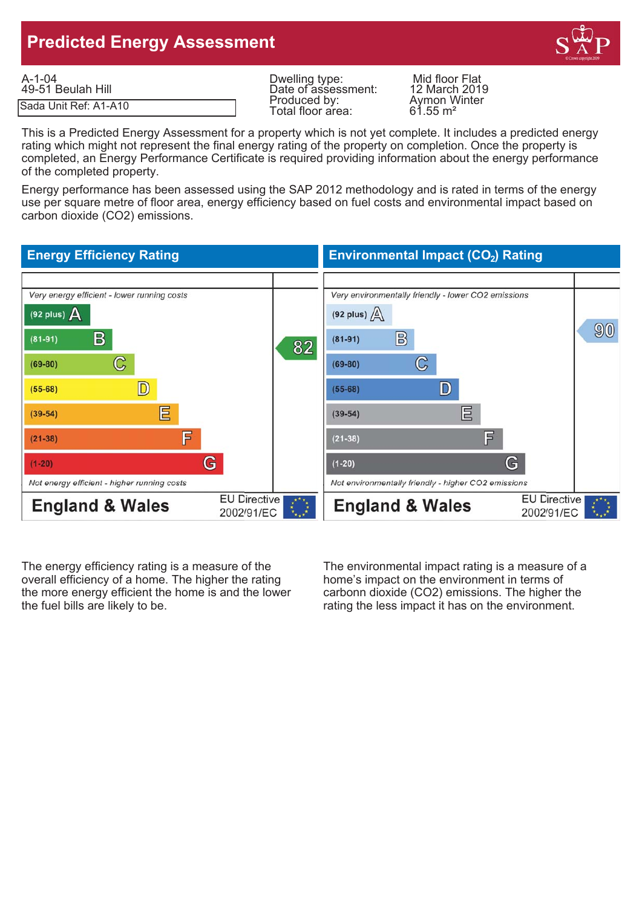# Predicted Energy Assessment

A-1-04
49-51 Beulah Hill

Sada Unit Ref: A1-A10

| | |
|---|---|
| Dwelling type: | Mid floor Flat |
| Date of assessment: | 12 March 2019 |
| Produced by: | Aymon Winter |
| Total floor area: | 61.55 m² |

This is a Predicted Energy Assessment for a property which is not yet complete. It includes a predicted energy rating which might not represent the final energy rating of the property on completion. Once the property is completed, an Energy Performance Certificate is required providing information about the energy performance of the completed property.

Energy performance has been assessed using the SAP 2012 methodology and is rated in terms of the energy use per square metre of floor area, energy efficiency based on fuel costs and environmental impact based on carbon dioxide (CO2) emissions.

## Energy Efficiency Rating

*Very energy efficient - lower running costs*

| Band | Rating | Current |
|---|---|---|
| (92 plus) | A | |
| (81-91) | B | 82 |
| (69-80) | C | |
| (55-68) | D | |
| (39-54) | E | |
| (21-38) | F | |
| (1-20) | G | |

*Not energy efficient - higher running costs*

England & Wales — EU Directive 2002/91/EC

## Environmental Impact ($CO_2$) Rating

*Very environmentally friendly - lower CO2 emissions*

| Band | Rating | Current |
|---|---|---|
| (92 plus) | A | |
| (81-91) | B | 90 |
| (69-80) | C | |
| (55-68) | D | |
| (39-54) | E | |
| (21-38) | F | |
| (1-20) | G | |

*Not environmentally friendly - higher CO2 emissions*

England & Wales — EU Directive 2002/91/EC

The energy efficiency rating is a measure of the overall efficiency of a home. The higher the rating the more energy efficient the home is and the lower the fuel bills are likely to be.

The environmental impact rating is a measure of a home's impact on the environment in terms of carbonn dioxide (CO2) emissions. The higher the rating the less impact it has on the environment.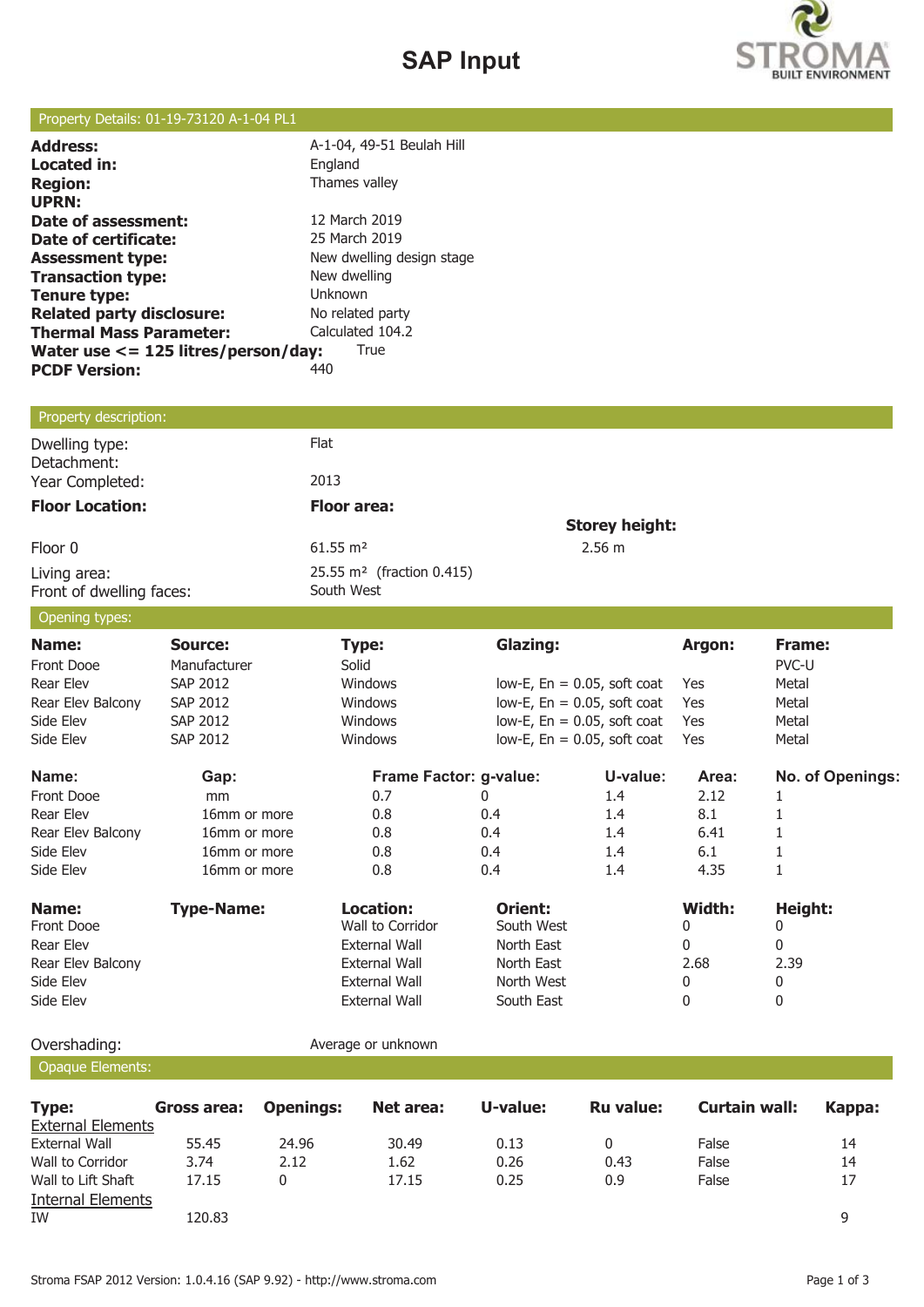# SAP Input

## Property Details: 01-19-73120 A-1-04 PL1

| | |
|---|---|
| **Address:** | A-1-04, 49-51 Beulah Hill |
| **Located in:** | England |
| **Region:** | Thames valley |
| **UPRN:** | |
| **Date of assessment:** | 12 March 2019 |
| **Date of certificate:** | 25 March 2019 |
| **Assessment type:** | New dwelling design stage |
| **Transaction type:** | New dwelling |
| **Tenure type:** | Unknown |
| **Related party disclosure:** | No related party |
| **Thermal Mass Parameter:** | Calculated 104.2 |
| **Water use <= 125 litres/person/day:** | True |
| **PCDF Version:** | 440 |

## Property description:

| | | |
|---|---|---|
| Dwelling type: | Flat | |
| Detachment: | | |
| Year Completed: | 2013 | |
| **Floor Location:** | **Floor area:** | **Storey height:** |
| Floor 0 | 61.55 m² | 2.56 m |
| Living area: | 25.55 m² (fraction 0.415) | |
| Front of dwelling faces: | South West | |

## Opening types:

| Name: | Source: | Type: | Glazing: | Argon: | Frame: |
|---|---|---|---|---|---|
| Front Dooe | Manufacturer | Solid | | | PVC-U |
| Rear Elev | SAP 2012 | Windows | low-E, En = 0.05, soft coat | Yes | Metal |
| Rear Elev Balcony | SAP 2012 | Windows | low-E, En = 0.05, soft coat | Yes | Metal |
| Side Elev | SAP 2012 | Windows | low-E, En = 0.05, soft coat | Yes | Metal |
| Side Elev | SAP 2012 | Windows | low-E, En = 0.05, soft coat | Yes | Metal |

| Name: | Gap: | Frame Factor: | g-value: | U-value: | Area: | No. of Openings: |
|---|---|---|---|---|---|---|
| Front Dooe | mm | 0.7 | 0 | 1.4 | 2.12 | 1 |
| Rear Elev | 16mm or more | 0.8 | 0.4 | 1.4 | 8.1 | 1 |
| Rear Elev Balcony | 16mm or more | 0.8 | 0.4 | 1.4 | 6.41 | 1 |
| Side Elev | 16mm or more | 0.8 | 0.4 | 1.4 | 6.1 | 1 |
| Side Elev | 16mm or more | 0.8 | 0.4 | 1.4 | 4.35 | 1 |

| Name: | Type-Name: | Location: | Orient: | Width: | Height: |
|---|---|---|---|---|---|
| Front Dooe | | Wall to Corridor | South West | 0 | 0 |
| Rear Elev | | External Wall | North East | 0 | 0 |
| Rear Elev Balcony | | External Wall | North East | 2.68 | 2.39 |
| Side Elev | | External Wall | North West | 0 | 0 |
| Side Elev | | External Wall | South East | 0 | 0 |

Overshading: Average or unknown

## Opaque Elements:

| Type: | Gross area: | Openings: | Net area: | U-value: | Ru value: | Curtain wall: | Kappa: |
|---|---|---|---|---|---|---|---|
| External Elements | | | | | | | |
| External Wall | 55.45 | 24.96 | 30.49 | 0.13 | 0 | False | 14 |
| Wall to Corridor | 3.74 | 2.12 | 1.62 | 0.26 | 0.43 | False | 14 |
| Wall to Lift Shaft | 17.15 | 0 | 17.15 | 0.25 | 0.9 | False | 17 |
| Internal Elements | | | | | | | |
| IW | 120.83 | | | | | | 9 |

Stroma FSAP 2012 Version: 1.0.4.16 (SAP 9.92) - http://www.stroma.com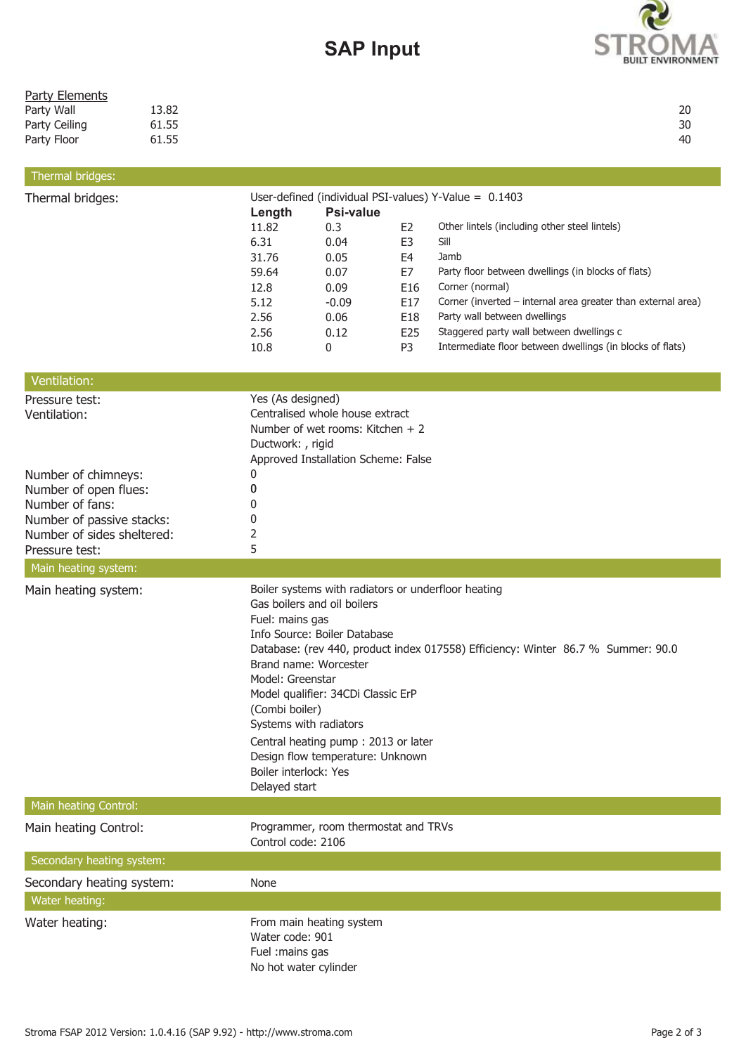# SAP Input

**Party Elements**

| | | |
|---|---|---|
| Party Wall | 13.82 | 20 |
| Party Ceiling | 61.55 | 30 |
| Party Floor | 61.55 | 40 |

## Thermal bridges:

**Thermal bridges:**

User-defined (individual PSI-values) Y-Value = 0.1403

| Length | Psi-value | | |
|---|---|---|---|
| 11.82 | 0.3 | E2 | Other lintels (including other steel lintels) |
| 6.31 | 0.04 | E3 | Sill |
| 31.76 | 0.05 | E4 | Jamb |
| 59.64 | 0.07 | E7 | Party floor between dwellings (in blocks of flats) |
| 12.8 | 0.09 | E16 | Corner (normal) |
| 5.12 | -0.09 | E17 | Corner (inverted – internal area greater than external area) |
| 2.56 | 0.06 | E18 | Party wall between dwellings |
| 2.56 | 0.12 | E25 | Staggered party wall between dwellings c |
| 10.8 | 0 | P3 | Intermediate floor between dwellings (in blocks of flats) |

## Ventilation:

| | |
|---|---|
| Pressure test: | Yes (As designed) |
| Ventilation: | Centralised whole house extract<br>Number of wet rooms: Kitchen + 2<br>Ductwork: , rigid<br>Approved Installation Scheme: False |
| Number of chimneys: | 0 |
| Number of open flues: | 0 |
| Number of fans: | 0 |
| Number of passive stacks: | 0 |
| Number of sides sheltered: | 2 |
| Pressure test: | 5 |

## Main heating system:

**Main heating system:**

Boiler systems with radiators or underfloor heating
Gas boilers and oil boilers
Fuel: mains gas
Info Source: Boiler Database
Database: (rev 440, product index 017558) Efficiency: Winter 86.7 % Summer: 90.0
Brand name: Worcester
Model: Greenstar
Model qualifier: 34CDi Classic ErP
(Combi boiler)
Systems with radiators
Central heating pump : 2013 or later
Design flow temperature: Unknown
Boiler interlock: Yes
Delayed start

## Main heating Control:

**Main heating Control:**

Programmer, room thermostat and TRVs
Control code: 2106

## Secondary heating system:

**Secondary heating system:** None

## Water heating:

**Water heating:**

From main heating system
Water code: 901
Fuel :mains gas
No hot water cylinder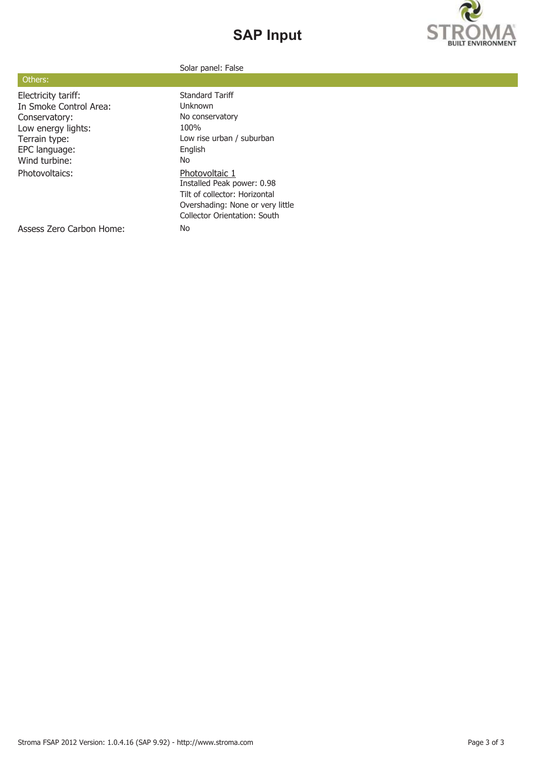# SAP Input

| | |
|---|---|
| | Solar panel: False |

## Others:

| | |
|---|---|
| Electricity tariff: | Standard Tariff |
| In Smoke Control Area: | Unknown |
| Conservatory: | No conservatory |
| Low energy lights: | 100% |
| Terrain type: | Low rise urban / suburban |
| EPC language: | English |
| Wind turbine: | No |
| Photovoltaics: | Photovoltaic 1<br>Installed Peak power: 0.98<br>Tilt of collector: Horizontal<br>Overshading: None or very little<br>Collector Orientation: South |
| Assess Zero Carbon Home: | No |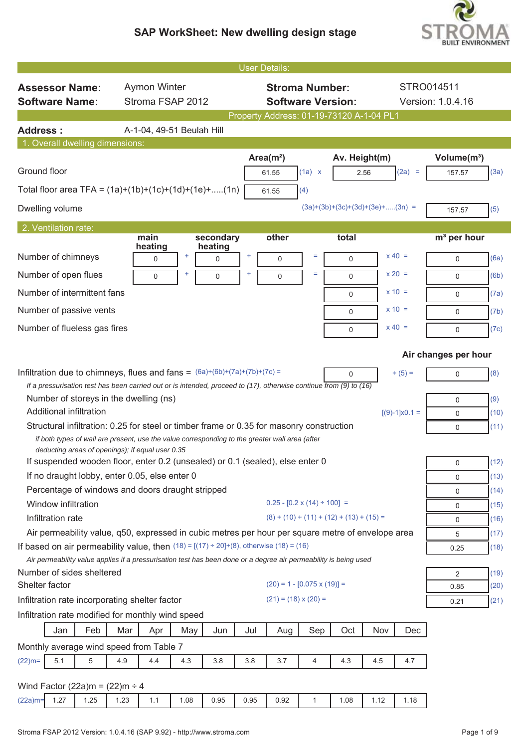# SAP WorkSheet: New dwelling design stage

## User Details:

| | | | |
|---|---|---|---|
| **Assessor Name:** | Aymon Winter | **Stroma Number:** | STRO014511 |
| **Software Name:** | Stroma FSAP 2012 | **Software Version:** | Version: 1.0.4.16 |

Property Address: 01-19-73120 A-1-04 PL1

**Address :** A-1-04, 49-51 Beulah Hill

## 1. Overall dwelling dimensions:

| | Area(m²) | | Av. Height(m) | | Volume(m³) | |
|---|---|---|---|---|---|---|
| Ground floor | 61.55 | (1a) x | 2.56 | (2a) = | 157.57 | (3a) |
| Total floor area TFA = (1a)+(1b)+(1c)+(1d)+(1e)+.....(1n) | 61.55 | (4) | | | | |
| Dwelling volume | | | | (3a)+(3b)+(3c)+(3d)+(3e)+.....(3n) = | 157.57 | (5) |

## 2. Ventilation rate:

| | main heating | | secondary heating | | other | | total | | m³ per hour | |
|---|---|---|---|---|---|---|---|---|---|---|
| Number of chimneys | 0 | + | 0 | + | 0 | = | 0 | x 40 = | 0 | (6a) |
| Number of open flues | 0 | + | 0 | + | 0 | = | 0 | x 20 = | 0 | (6b) |
| Number of intermittent fans | | | | | | | 0 | x 10 = | 0 | (7a) |
| Number of passive vents | | | | | | | 0 | x 10 = | 0 | (7b) |
| Number of flueless gas fires | | | | | | | 0 | x 40 = | 0 | (7c) |

**Air changes per hour**

| | | | |
|---|---|---|---|
| Infiltration due to chimneys, flues and fans = (6a)+(6b)+(7a)+(7b)+(7c) = | 0 ÷ (5) = | 0 | (8) |

*If a pressurisation test has been carried out or is intended, proceed to (17), otherwise continue from (9) to (16)*

| | | | |
|---|---|---|---|
| Number of storeys in the dwelling (ns) | | 0 | (9) |
| Additional infiltration | [(9)-1]x0.1 = | 0 | (10) |
| Structural infiltration: 0.25 for steel or timber frame or 0.35 for masonry construction | | 0 | (11) |
| *if both types of wall are present, use the value corresponding to the greater wall area (after deducting areas of openings); if equal user 0.35* | | | |
| If suspended wooden floor, enter 0.2 (unsealed) or 0.1 (sealed), else enter 0 | | 0 | (12) |
| If no draught lobby, enter 0.05, else enter 0 | | 0 | (13) |
| Percentage of windows and doors draught stripped | | 0 | (14) |
| Window infiltration | 0.25 - [0.2 x (14) ÷ 100] = | 0 | (15) |
| Infiltration rate | (8) + (10) + (11) + (12) + (13) + (15) = | 0 | (16) |
| Air permeability value, q50, expressed in cubic metres per hour per square metre of envelope area | | 5 | (17) |
| If based on air permeability value, then (18) = [(17) ÷ 20]+(8), otherwise (18) = (16) | | 0.25 | (18) |
| *Air permeability value applies if a pressurisation test has been done or a degree air permeability is being used* | | | |
| Number of sides sheltered | | 2 | (19) |
| Shelter factor | (20) = 1 - [0.075 x (19)] = | 0.85 | (20) |
| Infiltration rate incorporating shelter factor | (21) = (18) x (20) = | 0.21 | (21) |

Infiltration rate modified for monthly wind speed

| | Jan | Feb | Mar | Apr | May | Jun | Jul | Aug | Sep | Oct | Nov | Dec |
|---|---|---|---|---|---|---|---|---|---|---|---|---|
| Monthly average wind speed from Table 7 | | | | | | | | | | | | |
| (22)m= | 5.1 | 5 | 4.9 | 4.4 | 4.3 | 3.8 | 3.8 | 3.7 | 4 | 4.3 | 4.5 | 4.7 |
| Wind Factor (22a)m = (22)m ÷ 4 | | | | | | | | | | | | |
| (22a)m= | 1.27 | 1.25 | 1.23 | 1.1 | 1.08 | 0.95 | 0.95 | 0.92 | 1 | 1.08 | 1.12 | 1.18 |

Stroma FSAP 2012 Version: 1.0.4.16 (SAP 9.92) - http://www.stroma.com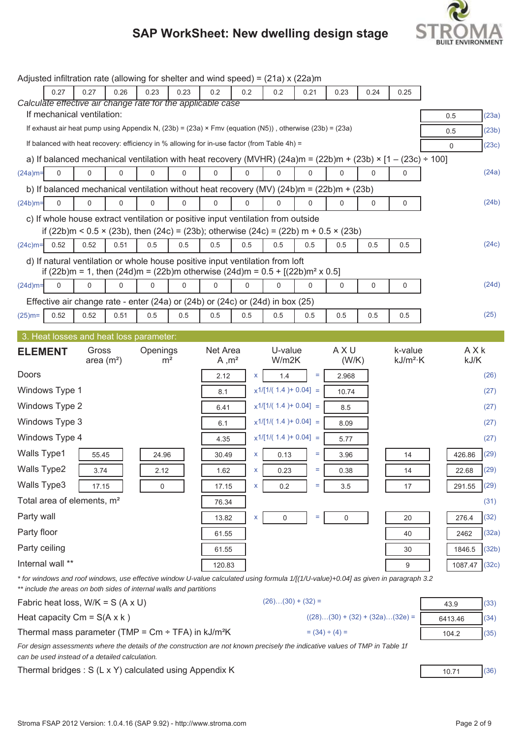Adjusted infiltration rate (allowing for shelter and wind speed) = (21a) x (22a)m

| 0.27 | 0.27 | 0.26 | 0.23 | 0.23 | 0.2 | 0.2 | 0.2 | 0.21 | 0.23 | 0.24 | 0.25 |
|---|---|---|---|---|---|---|---|---|---|---|---|

*Calculate effective air change rate for the applicable case*

If mechanical ventilation: 0.5 (23a)

If exhaust air heat pump using Appendix N, (23b) = (23a) × Fmv (equation (N5)) , otherwise (23b) = (23a) 0.5 (23b)

If balanced with heat recovery: efficiency in % allowing for in-use factor (from Table 4h) = 0 (23c)

a) If balanced mechanical ventilation with heat recovery (MVHR) (24a)m = (22b)m + (23b) × [1 – (23c) ÷ 100]

| (24a)m= | 0 | 0 | 0 | 0 | 0 | 0 | 0 | 0 | 0 | 0 | 0 | 0 | (24a) |
|---|---|---|---|---|---|---|---|---|---|---|---|---|---|

b) If balanced mechanical ventilation without heat recovery (MV) (24b)m = (22b)m + (23b)

| (24b)m= | 0 | 0 | 0 | 0 | 0 | 0 | 0 | 0 | 0 | 0 | 0 | 0 | (24b) |
|---|---|---|---|---|---|---|---|---|---|---|---|---|---|

c) If whole house extract ventilation or positive input ventilation from outside
if (22b)m < 0.5 × (23b), then (24c) = (23b); otherwise (24c) = (22b) m + 0.5 × (23b)

| (24c)m= | 0.52 | 0.52 | 0.51 | 0.5 | 0.5 | 0.5 | 0.5 | 0.5 | 0.5 | 0.5 | 0.5 | 0.5 | (24c) |
|---|---|---|---|---|---|---|---|---|---|---|---|---|---|

d) If natural ventilation or whole house positive input ventilation from loft
if (22b)m = 1, then (24d)m = (22b)m otherwise (24d)m = 0.5 + [(22b)m² x 0.5]

| (24d)m= | 0 | 0 | 0 | 0 | 0 | 0 | 0 | 0 | 0 | 0 | 0 | 0 | (24d) |
|---|---|---|---|---|---|---|---|---|---|---|---|---|---|

Effective air change rate - enter (24a) or (24b) or (24c) or (24d) in box (25)

| (25)m= | 0.52 | 0.52 | 0.51 | 0.5 | 0.5 | 0.5 | 0.5 | 0.5 | 0.5 | 0.5 | 0.5 | 0.5 | (25) |
|---|---|---|---|---|---|---|---|---|---|---|---|---|---|

## 3. Heat losses and heat loss parameter:

| ELEMENT | Gross area (m²) | Openings m² | Net Area A ,m² | | U-value W/m2K | | A X U (W/K) | k-value kJ/m²·K | A X k kJ/K | |
|---|---|---|---|---|---|---|---|---|---|---|
| Doors | | | 2.12 | x | 1.4 | = | 2.968 | | | (26) |
| Windows Type 1 | | | 8.1 | x1/[1/( 1.4 )+ 0.04] | | = | 10.74 | | | (27) |
| Windows Type 2 | | | 6.41 | x1/[1/( 1.4 )+ 0.04] | | = | 8.5 | | | (27) |
| Windows Type 3 | | | 6.1 | x1/[1/( 1.4 )+ 0.04] | | = | 8.09 | | | (27) |
| Windows Type 4 | | | 4.35 | x1/[1/( 1.4 )+ 0.04] | | = | 5.77 | | | (27) |
| Walls Type1 | 55.45 | 24.96 | 30.49 | x | 0.13 | = | 3.96 | 14 | 426.86 | (29) |
| Walls Type2 | 3.74 | 2.12 | 1.62 | x | 0.23 | = | 0.38 | 14 | 22.68 | (29) |
| Walls Type3 | 17.15 | 0 | 17.15 | x | 0.2 | = | 3.5 | 17 | 291.55 | (29) |
| Total area of elements, m² | | | 76.34 | | | | | | | (31) |
| Party wall | | | 13.82 | x | 0 | = | 0 | 20 | 276.4 | (32) |
| Party floor | | | 61.55 | | | | | 40 | 2462 | (32a) |
| Party ceiling | | | 61.55 | | | | | 30 | 1846.5 | (32b) |
| Internal wall ** | | | 120.83 | | | | | 9 | 1087.47 | (32c) |

*\* for windows and roof windows, use effective window U-value calculated using formula 1/[(1/U-value)+0.04] as given in paragraph 3.2*
*\*\* include the areas on both sides of internal walls and partitions*

Fabric heat loss, W/K = S (A x U) (26)…(30) + (32) = 43.9 (33)

Heat capacity Cm = S(A x k ) ((28)…(30) + (32) + (32a)…(32e) = 6413.46 (34)

Thermal mass parameter (TMP = Cm ÷ TFA) in kJ/m²K = (34) ÷ (4) = 104.2 (35)

*For design assessments where the details of the construction are not known precisely the indicative values of TMP in Table 1f can be used instead of a detailed calculation.*

Thermal bridges : S (L x Y) calculated using Appendix K 10.71 (36)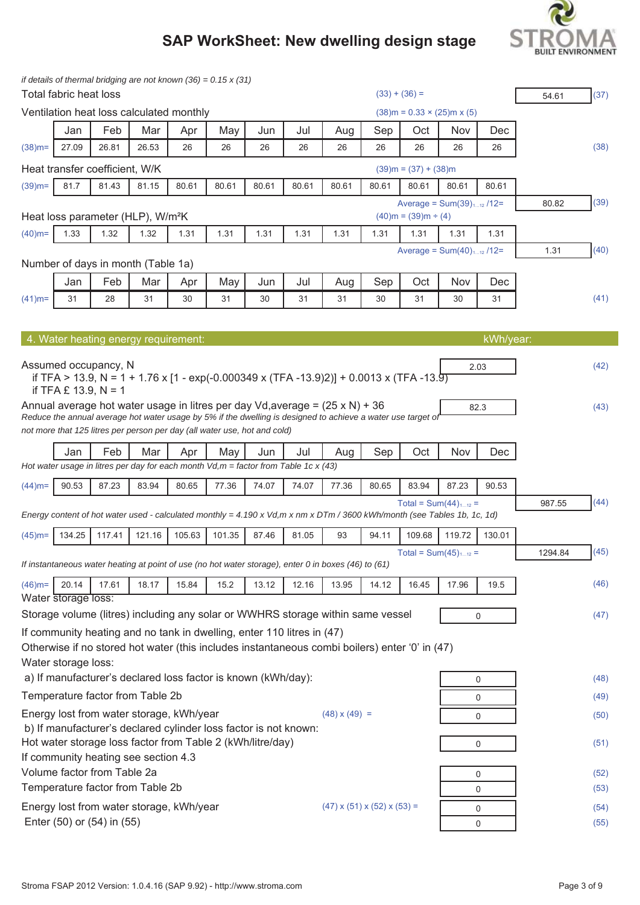# SAP WorkSheet: New dwelling design stage

*if details of thermal bridging are not known (36) = 0.15 x (31)*

Total fabric heat loss (33) + (36) = 54.61 (37)

Ventilation heat loss calculated monthly (38)m = 0.33 × (25)m x (5)

| | Jan | Feb | Mar | Apr | May | Jun | Jul | Aug | Sep | Oct | Nov | Dec | |
|---|---|---|---|---|---|---|---|---|---|---|---|---|---|
| (38)m= | 27.09 | 26.81 | 26.53 | 26 | 26 | 26 | 26 | 26 | 26 | 26 | 26 | 26 | (38) |

Heat transfer coefficient, W/K (39)m = (37) + (38)m

| | | | | | | | | | | | | | |
|---|---|---|---|---|---|---|---|---|---|---|---|---|---|
| (39)m= | 81.7 | 81.43 | 81.15 | 80.61 | 80.61 | 80.61 | 80.61 | 80.61 | 80.61 | 80.61 | 80.61 | 80.61 | |

Average = Sum(39)$_{1...12}$ /12= 80.82 (39)

Heat loss parameter (HLP), W/m²K (40)m = (39)m ÷ (4)

| | | | | | | | | | | | | | |
|---|---|---|---|---|---|---|---|---|---|---|---|---|---|
| (40)m= | 1.33 | 1.32 | 1.32 | 1.31 | 1.31 | 1.31 | 1.31 | 1.31 | 1.31 | 1.31 | 1.31 | 1.31 | |

Average = Sum(40)$_{1...12}$ /12= 1.31 (40)

Number of days in month (Table 1a)

| | Jan | Feb | Mar | Apr | May | Jun | Jul | Aug | Sep | Oct | Nov | Dec | |
|---|---|---|---|---|---|---|---|---|---|---|---|---|---|
| (41)m= | 31 | 28 | 31 | 30 | 31 | 30 | 31 | 31 | 30 | 31 | 30 | 31 | (41) |

## 4. Water heating energy requirement: kWh/year:

Assumed occupancy, N 2.03 (42)
if TFA > 13.9, N = 1 + 1.76 x [1 - exp(-0.000349 x (TFA -13.9)2)] + 0.0013 x (TFA -13.9)
if TFA £ 13.9, N = 1

Annual average hot water usage in litres per day Vd,average = (25 x N) + 36 82.3 (43)
*Reduce the annual average hot water usage by 5% if the dwelling is designed to achieve a water use target of not more that 125 litres per person per day (all water use, hot and cold)*

| | Jan | Feb | Mar | Apr | May | Jun | Jul | Aug | Sep | Oct | Nov | Dec | |
|---|---|---|---|---|---|---|---|---|---|---|---|---|---|
| *Hot water usage in litres per day for each month Vd,m = factor from Table 1c x (43)* | | | | | | | | | | | | | |
| (44)m= | 90.53 | 87.23 | 83.94 | 80.65 | 77.36 | 74.07 | 74.07 | 77.36 | 80.65 | 83.94 | 87.23 | 90.53 | |

Total = Sum(44)$_{1...12}$ = 987.55 (44)

*Energy content of hot water used - calculated monthly = 4.190 x Vd,m x nm x DTm / 3600 kWh/month (see Tables 1b, 1c, 1d)*

| | | | | | | | | | | | | | |
|---|---|---|---|---|---|---|---|---|---|---|---|---|---|
| (45)m= | 134.25 | 117.41 | 121.16 | 105.63 | 101.35 | 87.46 | 81.05 | 93 | 94.11 | 109.68 | 119.72 | 130.01 | |

Total = Sum(45)$_{1...12}$ = 1294.84 (45)

*If instantaneous water heating at point of use (no hot water storage), enter 0 in boxes (46) to (61)*

| | | | | | | | | | | | | | |
|---|---|---|---|---|---|---|---|---|---|---|---|---|---|
| (46)m= | 20.14 | 17.61 | 18.17 | 15.84 | 15.2 | 13.12 | 12.16 | 13.95 | 14.12 | 16.45 | 17.96 | 19.5 | (46) |

Water storage loss:

Storage volume (litres) including any solar or WWHRS storage within same vessel 0 (47)

If community heating and no tank in dwelling, enter 110 litres in (47)
Otherwise if no stored hot water (this includes instantaneous combi boilers) enter '0' in (47)

Water storage loss:

a) If manufacturer's declared loss factor is known (kWh/day): 0 (48)

Temperature factor from Table 2b 0 (49)

Energy lost from water storage, kWh/year (48) x (49) = 0 (50)

b) If manufacturer's declared cylinder loss factor is not known:

Hot water storage loss factor from Table 2 (kWh/litre/day) 0 (51)

If community heating see section 4.3

Volume factor from Table 2a 0 (52)

Temperature factor from Table 2b 0 (53)

Energy lost from water storage, kWh/year (47) x (51) x (52) x (53) = 0 (54)

Enter (50) or (54) in (55) 0 (55)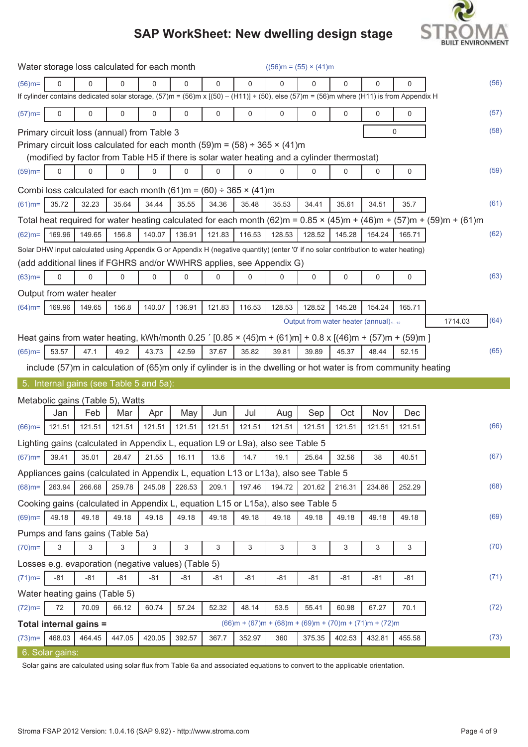# SAP WorkSheet: New dwelling design stage

Water storage loss calculated for each month ((56)m = (55) × (41)m

| | | | | | | | | | | | | | |
|---|---|---|---|---|---|---|---|---|---|---|---|---|---|
| (56)m= | 0 | 0 | 0 | 0 | 0 | 0 | 0 | 0 | 0 | 0 | 0 | 0 | (56) |

If cylinder contains dedicated solar storage, (57)m = (56)m x [(50) – (H11)] ÷ (50), else (57)m = (56)m where (H11) is from Appendix H

| | | | | | | | | | | | | | |
|---|---|---|---|---|---|---|---|---|---|---|---|---|---|
| (57)m= | 0 | 0 | 0 | 0 | 0 | 0 | 0 | 0 | 0 | 0 | 0 | 0 | (57) |

Primary circuit loss (annual) from Table 3 — 0 (58)

Primary circuit loss calculated for each month (59)m = (58) ÷ 365 × (41)m

(modified by factor from Table H5 if there is solar water heating and a cylinder thermostat)

| | | | | | | | | | | | | | |
|---|---|---|---|---|---|---|---|---|---|---|---|---|---|
| (59)m= | 0 | 0 | 0 | 0 | 0 | 0 | 0 | 0 | 0 | 0 | 0 | 0 | (59) |

Combi loss calculated for each month (61)m = (60) ÷ 365 × (41)m

| | | | | | | | | | | | | | |
|---|---|---|---|---|---|---|---|---|---|---|---|---|---|
| (61)m= | 35.72 | 32.23 | 35.64 | 34.44 | 35.55 | 34.36 | 35.48 | 35.53 | 34.41 | 35.61 | 34.51 | 35.7 | (61) |

Total heat required for water heating calculated for each month (62)m = 0.85 × (45)m + (46)m + (57)m + (59)m + (61)m

| | | | | | | | | | | | | | |
|---|---|---|---|---|---|---|---|---|---|---|---|---|---|
| (62)m= | 169.96 | 149.65 | 156.8 | 140.07 | 136.91 | 121.83 | 116.53 | 128.53 | 128.52 | 145.28 | 154.24 | 165.71 | (62) |

Solar DHW input calculated using Appendix G or Appendix H (negative quantity) (enter '0' if no solar contribution to water heating)

(add additional lines if FGHRS and/or WWHRS applies, see Appendix G)

| | | | | | | | | | | | | | |
|---|---|---|---|---|---|---|---|---|---|---|---|---|---|
| (63)m= | 0 | 0 | 0 | 0 | 0 | 0 | 0 | 0 | 0 | 0 | 0 | 0 | (63) |

Output from water heater

| | | | | | | | | | | | | | |
|---|---|---|---|---|---|---|---|---|---|---|---|---|---|
| (64)m= | 169.96 | 149.65 | 156.8 | 140.07 | 136.91 | 121.83 | 116.53 | 128.53 | 128.52 | 145.28 | 154.24 | 165.71 | |

Output from water heater (annual)$_{1…12}$ 1714.03 (64)

Heat gains from water heating, kWh/month 0.25 ´ [0.85 × (45)m + (61)m] + 0.8 x [(46)m + (57)m + (59)m ]

| | | | | | | | | | | | | | |
|---|---|---|---|---|---|---|---|---|---|---|---|---|---|
| (65)m= | 53.57 | 47.1 | 49.2 | 43.73 | 42.59 | 37.67 | 35.82 | 39.81 | 39.89 | 45.37 | 48.44 | 52.15 | (65) |

include (57)m in calculation of (65)m only if cylinder is in the dwelling or hot water is from community heating

## 5. Internal gains (see Table 5 and 5a):

Metabolic gains (Table 5), Watts

| | Jan | Feb | Mar | Apr | May | Jun | Jul | Aug | Sep | Oct | Nov | Dec | |
|---|---|---|---|---|---|---|---|---|---|---|---|---|---|
| (66)m= | 121.51 | 121.51 | 121.51 | 121.51 | 121.51 | 121.51 | 121.51 | 121.51 | 121.51 | 121.51 | 121.51 | 121.51 | (66) |

Lighting gains (calculated in Appendix L, equation L9 or L9a), also see Table 5

| | | | | | | | | | | | | | |
|---|---|---|---|---|---|---|---|---|---|---|---|---|---|
| (67)m= | 39.41 | 35.01 | 28.47 | 21.55 | 16.11 | 13.6 | 14.7 | 19.1 | 25.64 | 32.56 | 38 | 40.51 | (67) |

Appliances gains (calculated in Appendix L, equation L13 or L13a), also see Table 5

| | | | | | | | | | | | | | |
|---|---|---|---|---|---|---|---|---|---|---|---|---|---|
| (68)m= | 263.94 | 266.68 | 259.78 | 245.08 | 226.53 | 209.1 | 197.46 | 194.72 | 201.62 | 216.31 | 234.86 | 252.29 | (68) |

Cooking gains (calculated in Appendix L, equation L15 or L15a), also see Table 5

| | | | | | | | | | | | | | |
|---|---|---|---|---|---|---|---|---|---|---|---|---|---|
| (69)m= | 49.18 | 49.18 | 49.18 | 49.18 | 49.18 | 49.18 | 49.18 | 49.18 | 49.18 | 49.18 | 49.18 | 49.18 | (69) |

Pumps and fans gains (Table 5a)

| | | | | | | | | | | | | | |
|---|---|---|---|---|---|---|---|---|---|---|---|---|---|
| (70)m= | 3 | 3 | 3 | 3 | 3 | 3 | 3 | 3 | 3 | 3 | 3 | 3 | (70) |

Losses e.g. evaporation (negative values) (Table 5)

| | | | | | | | | | | | | | |
|---|---|---|---|---|---|---|---|---|---|---|---|---|---|
| (71)m= | -81 | -81 | -81 | -81 | -81 | -81 | -81 | -81 | -81 | -81 | -81 | -81 | (71) |

Water heating gains (Table 5)

| | | | | | | | | | | | | | |
|---|---|---|---|---|---|---|---|---|---|---|---|---|---|
| (72)m= | 72 | 70.09 | 66.12 | 60.74 | 57.24 | 52.32 | 48.14 | 53.5 | 55.41 | 60.98 | 67.27 | 70.1 | (72) |

**Total internal gains =** (66)m + (67)m + (68)m + (69)m + (70)m + (71)m + (72)m

| | | | | | | | | | | | | | |
|---|---|---|---|---|---|---|---|---|---|---|---|---|---|
| (73)m= | 468.03 | 464.45 | 447.05 | 420.05 | 392.57 | 367.7 | 352.97 | 360 | 375.35 | 402.53 | 432.81 | 455.58 | (73) |

## 6. Solar gains:

Solar gains are calculated using solar flux from Table 6a and associated equations to convert to the applicable orientation.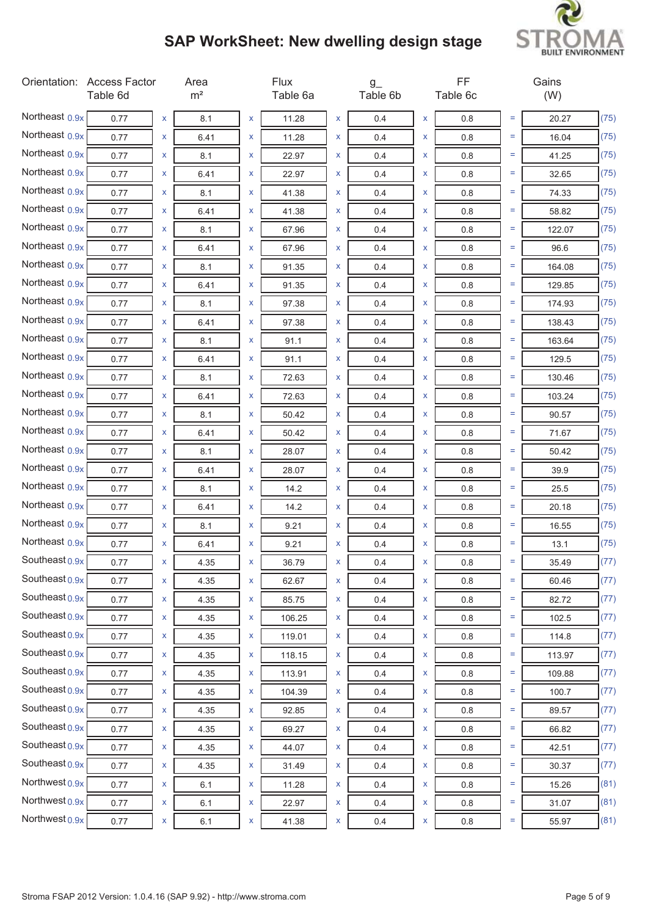# SAP WorkSheet: New dwelling design stage

| Orientation: | Access Factor Table 6d | | Area m² | | Flux Table 6a | | g_ Table 6b | | FF Table 6c | | Gains (W) | |
|---|---|---|---|---|---|---|---|---|---|---|---|---|
| Northeast 0.9x | 0.77 | x | 8.1 | x | 11.28 | x | 0.4 | x | 0.8 | = | 20.27 | (75) |
| Northeast 0.9x | 0.77 | x | 6.41 | x | 11.28 | x | 0.4 | x | 0.8 | = | 16.04 | (75) |
| Northeast 0.9x | 0.77 | x | 8.1 | x | 22.97 | x | 0.4 | x | 0.8 | = | 41.25 | (75) |
| Northeast 0.9x | 0.77 | x | 6.41 | x | 22.97 | x | 0.4 | x | 0.8 | = | 32.65 | (75) |
| Northeast 0.9x | 0.77 | x | 8.1 | x | 41.38 | x | 0.4 | x | 0.8 | = | 74.33 | (75) |
| Northeast 0.9x | 0.77 | x | 6.41 | x | 41.38 | x | 0.4 | x | 0.8 | = | 58.82 | (75) |
| Northeast 0.9x | 0.77 | x | 8.1 | x | 67.96 | x | 0.4 | x | 0.8 | = | 122.07 | (75) |
| Northeast 0.9x | 0.77 | x | 6.41 | x | 67.96 | x | 0.4 | x | 0.8 | = | 96.6 | (75) |
| Northeast 0.9x | 0.77 | x | 8.1 | x | 91.35 | x | 0.4 | x | 0.8 | = | 164.08 | (75) |
| Northeast 0.9x | 0.77 | x | 6.41 | x | 91.35 | x | 0.4 | x | 0.8 | = | 129.85 | (75) |
| Northeast 0.9x | 0.77 | x | 8.1 | x | 97.38 | x | 0.4 | x | 0.8 | = | 174.93 | (75) |
| Northeast 0.9x | 0.77 | x | 6.41 | x | 97.38 | x | 0.4 | x | 0.8 | = | 138.43 | (75) |
| Northeast 0.9x | 0.77 | x | 8.1 | x | 91.1 | x | 0.4 | x | 0.8 | = | 163.64 | (75) |
| Northeast 0.9x | 0.77 | x | 6.41 | x | 91.1 | x | 0.4 | x | 0.8 | = | 129.5 | (75) |
| Northeast 0.9x | 0.77 | x | 8.1 | x | 72.63 | x | 0.4 | x | 0.8 | = | 130.46 | (75) |
| Northeast 0.9x | 0.77 | x | 6.41 | x | 72.63 | x | 0.4 | x | 0.8 | = | 103.24 | (75) |
| Northeast 0.9x | 0.77 | x | 8.1 | x | 50.42 | x | 0.4 | x | 0.8 | = | 90.57 | (75) |
| Northeast 0.9x | 0.77 | x | 6.41 | x | 50.42 | x | 0.4 | x | 0.8 | = | 71.67 | (75) |
| Northeast 0.9x | 0.77 | x | 8.1 | x | 28.07 | x | 0.4 | x | 0.8 | = | 50.42 | (75) |
| Northeast 0.9x | 0.77 | x | 6.41 | x | 28.07 | x | 0.4 | x | 0.8 | = | 39.9 | (75) |
| Northeast 0.9x | 0.77 | x | 8.1 | x | 14.2 | x | 0.4 | x | 0.8 | = | 25.5 | (75) |
| Northeast 0.9x | 0.77 | x | 6.41 | x | 14.2 | x | 0.4 | x | 0.8 | = | 20.18 | (75) |
| Northeast 0.9x | 0.77 | x | 8.1 | x | 9.21 | x | 0.4 | x | 0.8 | = | 16.55 | (75) |
| Northeast 0.9x | 0.77 | x | 6.41 | x | 9.21 | x | 0.4 | x | 0.8 | = | 13.1 | (75) |
| Southeast 0.9x | 0.77 | x | 4.35 | x | 36.79 | x | 0.4 | x | 0.8 | = | 35.49 | (77) |
| Southeast 0.9x | 0.77 | x | 4.35 | x | 62.67 | x | 0.4 | x | 0.8 | = | 60.46 | (77) |
| Southeast 0.9x | 0.77 | x | 4.35 | x | 85.75 | x | 0.4 | x | 0.8 | = | 82.72 | (77) |
| Southeast 0.9x | 0.77 | x | 4.35 | x | 106.25 | x | 0.4 | x | 0.8 | = | 102.5 | (77) |
| Southeast 0.9x | 0.77 | x | 4.35 | x | 119.01 | x | 0.4 | x | 0.8 | = | 114.8 | (77) |
| Southeast 0.9x | 0.77 | x | 4.35 | x | 118.15 | x | 0.4 | x | 0.8 | = | 113.97 | (77) |
| Southeast 0.9x | 0.77 | x | 4.35 | x | 113.91 | x | 0.4 | x | 0.8 | = | 109.88 | (77) |
| Southeast 0.9x | 0.77 | x | 4.35 | x | 104.39 | x | 0.4 | x | 0.8 | = | 100.7 | (77) |
| Southeast 0.9x | 0.77 | x | 4.35 | x | 92.85 | x | 0.4 | x | 0.8 | = | 89.57 | (77) |
| Southeast 0.9x | 0.77 | x | 4.35 | x | 69.27 | x | 0.4 | x | 0.8 | = | 66.82 | (77) |
| Southeast 0.9x | 0.77 | x | 4.35 | x | 44.07 | x | 0.4 | x | 0.8 | = | 42.51 | (77) |
| Southeast 0.9x | 0.77 | x | 4.35 | x | 31.49 | x | 0.4 | x | 0.8 | = | 30.37 | (77) |
| Northwest 0.9x | 0.77 | x | 6.1 | x | 11.28 | x | 0.4 | x | 0.8 | = | 15.26 | (81) |
| Northwest 0.9x | 0.77 | x | 6.1 | x | 22.97 | x | 0.4 | x | 0.8 | = | 31.07 | (81) |
| Northwest 0.9x | 0.77 | x | 6.1 | x | 41.38 | x | 0.4 | x | 0.8 | = | 55.97 | (81) |

Stroma FSAP 2012 Version: 1.0.4.16 (SAP 9.92) - http://www.stroma.com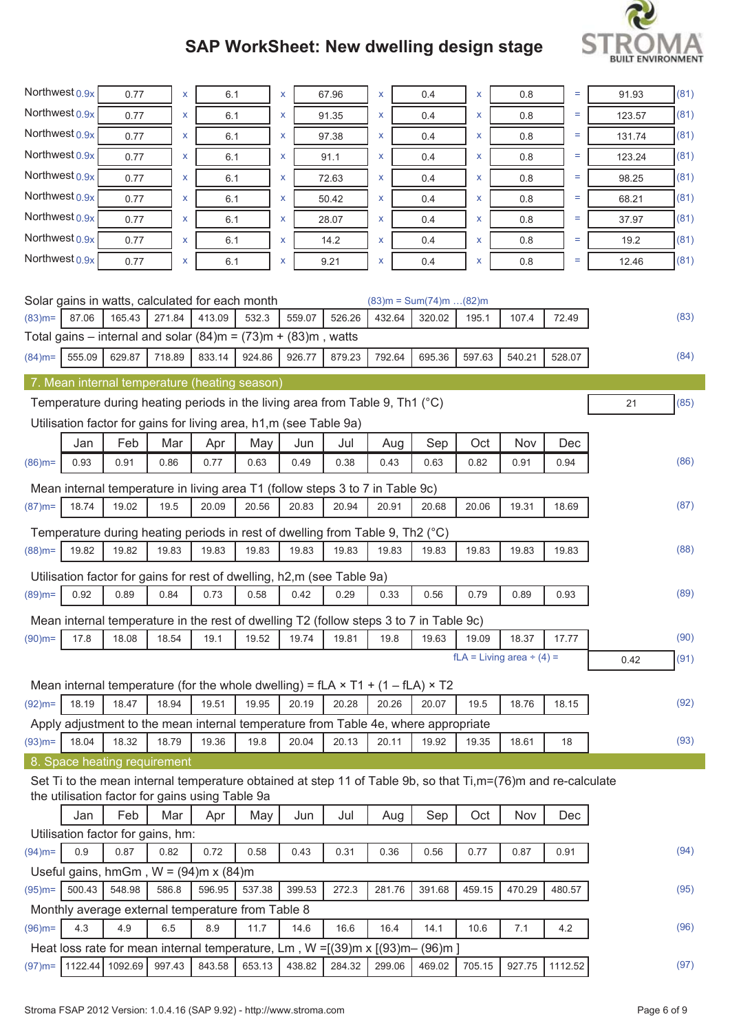| | | | | | | | | | | | |
|---|---|---|---|---|---|---|---|---|---|---|---|
| Northwest 0.9x | 0.77 | x | 6.1 | x | 67.96 | x | 0.4 | x | 0.8 | = | 91.93 | (81) |
| Northwest 0.9x | 0.77 | x | 6.1 | x | 91.35 | x | 0.4 | x | 0.8 | = | 123.57 | (81) |
| Northwest 0.9x | 0.77 | x | 6.1 | x | 97.38 | x | 0.4 | x | 0.8 | = | 131.74 | (81) |
| Northwest 0.9x | 0.77 | x | 6.1 | x | 91.1 | x | 0.4 | x | 0.8 | = | 123.24 | (81) |
| Northwest 0.9x | 0.77 | x | 6.1 | x | 72.63 | x | 0.4 | x | 0.8 | = | 98.25 | (81) |
| Northwest 0.9x | 0.77 | x | 6.1 | x | 50.42 | x | 0.4 | x | 0.8 | = | 68.21 | (81) |
| Northwest 0.9x | 0.77 | x | 6.1 | x | 28.07 | x | 0.4 | x | 0.8 | = | 37.97 | (81) |
| Northwest 0.9x | 0.77 | x | 6.1 | x | 14.2 | x | 0.4 | x | 0.8 | = | 19.2 | (81) |
| Northwest 0.9x | 0.77 | x | 6.1 | x | 9.21 | x | 0.4 | x | 0.8 | = | 12.46 | (81) |

Solar gains in watts, calculated for each month (83)m = Sum(74)m …(82)m

| (83)m= | 87.06 | 165.43 | 271.84 | 413.09 | 532.3 | 559.07 | 526.26 | 432.64 | 320.02 | 195.1 | 107.4 | 72.49 | (83) |
|---|---|---|---|---|---|---|---|---|---|---|---|---|---|

Total gains – internal and solar (84)m = (73)m + (83)m , watts

| (84)m= | 555.09 | 629.87 | 718.89 | 833.14 | 924.86 | 926.77 | 879.23 | 792.64 | 695.36 | 597.63 | 540.21 | 528.07 | (84) |
|---|---|---|---|---|---|---|---|---|---|---|---|---|---|

## 7. Mean internal temperature (heating season)

Temperature during heating periods in the living area from Table 9, Th1 (°C) 21 (85)

Utilisation factor for gains for living area, h1,m (see Table 9a)

| | Jan | Feb | Mar | Apr | May | Jun | Jul | Aug | Sep | Oct | Nov | Dec | |
|---|---|---|---|---|---|---|---|---|---|---|---|---|---|
| (86)m= | 0.93 | 0.91 | 0.86 | 0.77 | 0.63 | 0.49 | 0.38 | 0.43 | 0.63 | 0.82 | 0.91 | 0.94 | (86) |

Mean internal temperature in living area T1 (follow steps 3 to 7 in Table 9c)

| (87)m= | 18.74 | 19.02 | 19.5 | 20.09 | 20.56 | 20.83 | 20.94 | 20.91 | 20.68 | 20.06 | 19.31 | 18.69 | (87) |
|---|---|---|---|---|---|---|---|---|---|---|---|---|---|

Temperature during heating periods in rest of dwelling from Table 9, Th2 (°C)

| (88)m= | 19.82 | 19.82 | 19.83 | 19.83 | 19.83 | 19.83 | 19.83 | 19.83 | 19.83 | 19.83 | 19.83 | 19.83 | (88) |
|---|---|---|---|---|---|---|---|---|---|---|---|---|---|

Utilisation factor for gains for rest of dwelling, h2,m (see Table 9a)

| (89)m= | 0.92 | 0.89 | 0.84 | 0.73 | 0.58 | 0.42 | 0.29 | 0.33 | 0.56 | 0.79 | 0.89 | 0.93 | (89) |
|---|---|---|---|---|---|---|---|---|---|---|---|---|---|

Mean internal temperature in the rest of dwelling T2 (follow steps 3 to 7 in Table 9c)

| (90)m= | 17.8 | 18.08 | 18.54 | 19.1 | 19.52 | 19.74 | 19.81 | 19.8 | 19.63 | 19.09 | 18.37 | 17.77 | (90) |
|---|---|---|---|---|---|---|---|---|---|---|---|---|---|

fLA = Living area ÷ (4) = 0.42 (91)

Mean internal temperature (for the whole dwelling) = fLA × T1 + (1 – fLA) × T2

| (92)m= | 18.19 | 18.47 | 18.94 | 19.51 | 19.95 | 20.19 | 20.28 | 20.26 | 20.07 | 19.5 | 18.76 | 18.15 | (92) |
|---|---|---|---|---|---|---|---|---|---|---|---|---|---|

Apply adjustment to the mean internal temperature from Table 4e, where appropriate

| (93)m= | 18.04 | 18.32 | 18.79 | 19.36 | 19.8 | 20.04 | 20.13 | 20.11 | 19.92 | 19.35 | 18.61 | 18 | (93) |
|---|---|---|---|---|---|---|---|---|---|---|---|---|---|

## 8. Space heating requirement

Set Ti to the mean internal temperature obtained at step 11 of Table 9b, so that Ti,m=(76)m and re-calculate the utilisation factor for gains using Table 9a

| | Jan | Feb | Mar | Apr | May | Jun | Jul | Aug | Sep | Oct | Nov | Dec | |
|---|---|---|---|---|---|---|---|---|---|---|---|---|---|

Utilisation factor for gains, hm:

| (94)m= | 0.9 | 0.87 | 0.82 | 0.72 | 0.58 | 0.43 | 0.31 | 0.36 | 0.56 | 0.77 | 0.87 | 0.91 | (94) |
|---|---|---|---|---|---|---|---|---|---|---|---|---|---|

Useful gains, hmGm , W = (94)m x (84)m

| (95)m= | 500.43 | 548.98 | 586.8 | 596.95 | 537.38 | 399.53 | 272.3 | 281.76 | 391.68 | 459.15 | 470.29 | 480.57 | (95) |
|---|---|---|---|---|---|---|---|---|---|---|---|---|---|

Monthly average external temperature from Table 8

| (96)m= | 4.3 | 4.9 | 6.5 | 8.9 | 11.7 | 14.6 | 16.6 | 16.4 | 14.1 | 10.6 | 7.1 | 4.2 | (96) |
|---|---|---|---|---|---|---|---|---|---|---|---|---|---|

Heat loss rate for mean internal temperature, Lm , W =[(39)m x [(93)m– (96)m ]

| (97)m= | 1122.44 | 1092.69 | 997.43 | 843.58 | 653.13 | 438.82 | 284.32 | 299.06 | 469.02 | 705.15 | 927.75 | 1112.52 | (97) |
|---|---|---|---|---|---|---|---|---|---|---|---|---|---|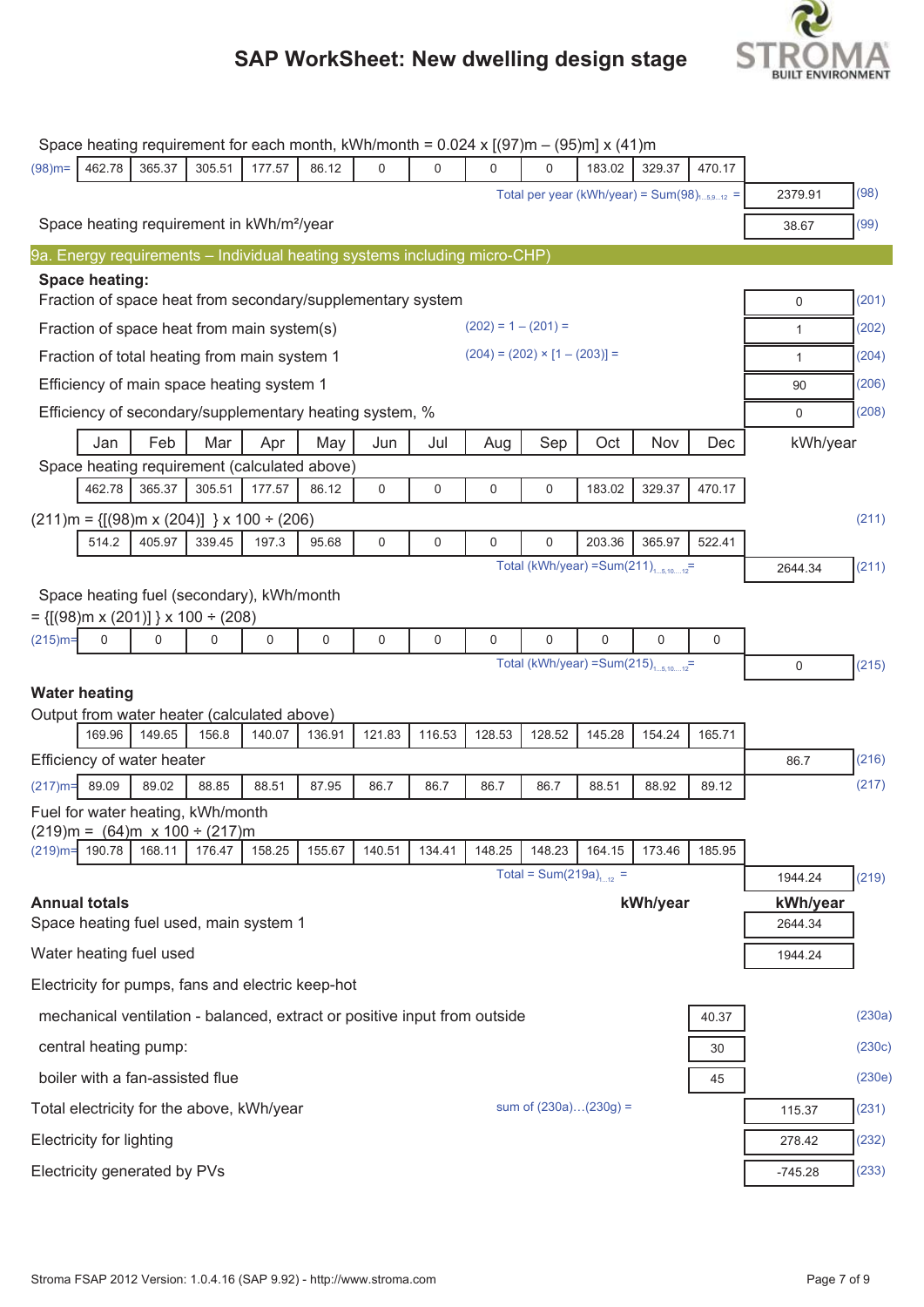Space heating requirement for each month, kWh/month = 0.024 x [(97)m – (95)m] x (41)m

| | Jan | Feb | Mar | Apr | May | Jun | Jul | Aug | Sep | Oct | Nov | Dec | | |
|---|---|---|---|---|---|---|---|---|---|---|---|---|---|---|
| (98)m= | 462.78 | 365.37 | 305.51 | 177.57 | 86.12 | 0 | 0 | 0 | 0 | 183.02 | 329.37 | 470.17 | | |

Total per year (kWh/year) = Sum(98)1...5,9...12 = 2379.91 (98)

Space heating requirement in kWh/m²/year 38.67 (99)

## 9a. Energy requirements – Individual heating systems including micro-CHP)

**Space heating:**

| | | Value | |
|---|---|---|---|
| Fraction of space heat from secondary/supplementary system | | 0 | (201) |
| Fraction of space heat from main system(s) | (202) = 1 – (201) = | 1 | (202) |
| Fraction of total heating from main system 1 | (204) = (202) × [1 – (203)] = | 1 | (204) |
| Efficiency of main space heating system 1 | | 90 | (206) |
| Efficiency of secondary/supplementary heating system, % | | 0 | (208) |

| | Jan | Feb | Mar | Apr | May | Jun | Jul | Aug | Sep | Oct | Nov | Dec | kWh/year | |
|---|---|---|---|---|---|---|---|---|---|---|---|---|---|---|
| Space heating requirement (calculated above) | 462.78 | 365.37 | 305.51 | 177.57 | 86.12 | 0 | 0 | 0 | 0 | 183.02 | 329.37 | 470.17 | | |
| (211)m = {[(98)m x (204)] } x 100 ÷ (206) | 514.2 | 405.97 | 339.45 | 197.3 | 95.68 | 0 | 0 | 0 | 0 | 203.36 | 365.97 | 522.41 | | (211) |

Total (kWh/year) =Sum(211)1...5,10...12= 2644.34 (211)

Space heating fuel (secondary), kWh/month
= {[(98)m x (201)] } x 100 ÷ (208)

| | Jan | Feb | Mar | Apr | May | Jun | Jul | Aug | Sep | Oct | Nov | Dec |
|---|---|---|---|---|---|---|---|---|---|---|---|---|
| (215)m= | 0 | 0 | 0 | 0 | 0 | 0 | 0 | 0 | 0 | 0 | 0 | 0 |

Total (kWh/year) =Sum(215)1...5,10...12= 0 (215)

**Water heating**

| | Jan | Feb | Mar | Apr | May | Jun | Jul | Aug | Sep | Oct | Nov | Dec |
|---|---|---|---|---|---|---|---|---|---|---|---|---|
| Output from water heater (calculated above) | 169.96 | 149.65 | 156.8 | 140.07 | 136.91 | 121.83 | 116.53 | 128.53 | 128.52 | 145.28 | 154.24 | 165.71 |

Efficiency of water heater 86.7 (216)

| | Jan | Feb | Mar | Apr | May | Jun | Jul | Aug | Sep | Oct | Nov | Dec | |
|---|---|---|---|---|---|---|---|---|---|---|---|---|---|
| (217)m= | 89.09 | 89.02 | 88.85 | 88.51 | 87.95 | 86.7 | 86.7 | 86.7 | 86.7 | 88.51 | 88.92 | 89.12 | (217) |

Fuel for water heating, kWh/month
(219)m = (64)m x 100 ÷ (217)m

| | Jan | Feb | Mar | Apr | May | Jun | Jul | Aug | Sep | Oct | Nov | Dec |
|---|---|---|---|---|---|---|---|---|---|---|---|---|
| (219)m= | 190.78 | 168.11 | 176.47 | 158.25 | 155.67 | 140.51 | 134.41 | 148.25 | 148.23 | 164.15 | 173.46 | 185.95 |

Total = Sum(219a)1...12 = 1944.24 (219)

**Annual totals** **kWh/year** **kWh/year**

| | | kWh/year | kWh/year | |
|---|---|---|---|---|
| Space heating fuel used, main system 1 | | | 2644.34 | |
| Water heating fuel used | | | 1944.24 | |
| Electricity for pumps, fans and electric keep-hot | | | | |
| mechanical ventilation - balanced, extract or positive input from outside | | 40.37 | | (230a) |
| central heating pump: | | 30 | | (230c) |
| boiler with a fan-assisted flue | | 45 | | (230e) |
| Total electricity for the above, kWh/year | sum of (230a)…(230g) = | | 115.37 | (231) |
| Electricity for lighting | | | 278.42 | (232) |
| Electricity generated by PVs | | | -745.28 | (233) |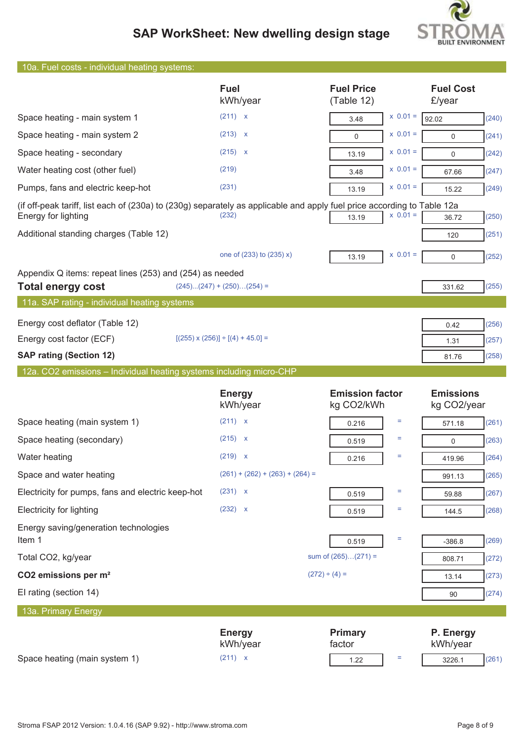# SAP WorkSheet: New dwelling design stage

## 10a. Fuel costs - individual heating systems:

| | Fuel kWh/year | | Fuel Price (Table 12) | | Fuel Cost £/year | |
|---|---|---|---|---|---|---|
| Space heating - main system 1 | (211) | x | 3.48 | x 0.01 = | 92.02 | (240) |
| Space heating - main system 2 | (213) | x | 0 | x 0.01 = | 0 | (241) |
| Space heating - secondary | (215) | x | 13.19 | x 0.01 = | 0 | (242) |
| Water heating cost (other fuel) | (219) | | 3.48 | x 0.01 = | 67.66 | (247) |
| Pumps, fans and electric keep-hot | (231) | | 13.19 | x 0.01 = | 15.22 | (249) |

(if off-peak tariff, list each of (230a) to (230g) separately as applicable and apply fuel price according to Table 12a

| | | | | | | |
|---|---|---|---|---|---|---|
| Energy for lighting | (232) | | 13.19 | x 0.01 = | 36.72 | (250) |
| Additional standing charges (Table 12) | | | | | 120 | (251) |
| | one of (233) to (235) x) | | 13.19 | x 0.01 = | 0 | (252) |

Appendix Q items: repeat lines (253) and (254) as needed

| | | | |
|---|---|---|---|
| **Total energy cost** | (245)...(247) + (250)...(254) = | 331.62 | (255) |

## 11a. SAP rating - individual heating systems

| | | | |
|---|---|---|---|
| Energy cost deflator (Table 12) | | 0.42 | (256) |
| Energy cost factor (ECF) | [(255) x (256)] ÷ [(4) + 45.0] = | 1.31 | (257) |
| **SAP rating (Section 12)** | | 81.76 | (258) |

## 12a. CO2 emissions – Individual heating systems including micro-CHP

| | Energy kWh/year | | Emission factor kg CO2/kWh | | Emissions kg CO2/year | |
|---|---|---|---|---|---|---|
| Space heating (main system 1) | (211) | x | 0.216 | = | 571.18 | (261) |
| Space heating (secondary) | (215) | x | 0.519 | = | 0 | (263) |
| Water heating | (219) | x | 0.216 | = | 419.96 | (264) |
| Space and water heating | (261) + (262) + (263) + (264) = | | | | 991.13 | (265) |
| Electricity for pumps, fans and electric keep-hot | (231) | x | 0.519 | = | 59.88 | (267) |
| Electricity for lighting | (232) | x | 0.519 | = | 144.5 | (268) |
| Energy saving/generation technologies<br>Item 1 | | | 0.519 | = | -386.8 | (269) |
| Total CO2, kg/year | | | sum of (265)...(271) = | | 808.71 | (272) |
| **CO2 emissions per m²** | | | (272) ÷ (4) = | | 13.14 | (273) |
| EI rating (section 14) | | | | | 90 | (274) |

## 13a. Primary Energy

| | Energy kWh/year | | Primary factor | | P. Energy kWh/year | |
|---|---|---|---|---|---|---|
| Space heating (main system 1) | (211) | x | 1.22 | = | 3226.1 | (261) |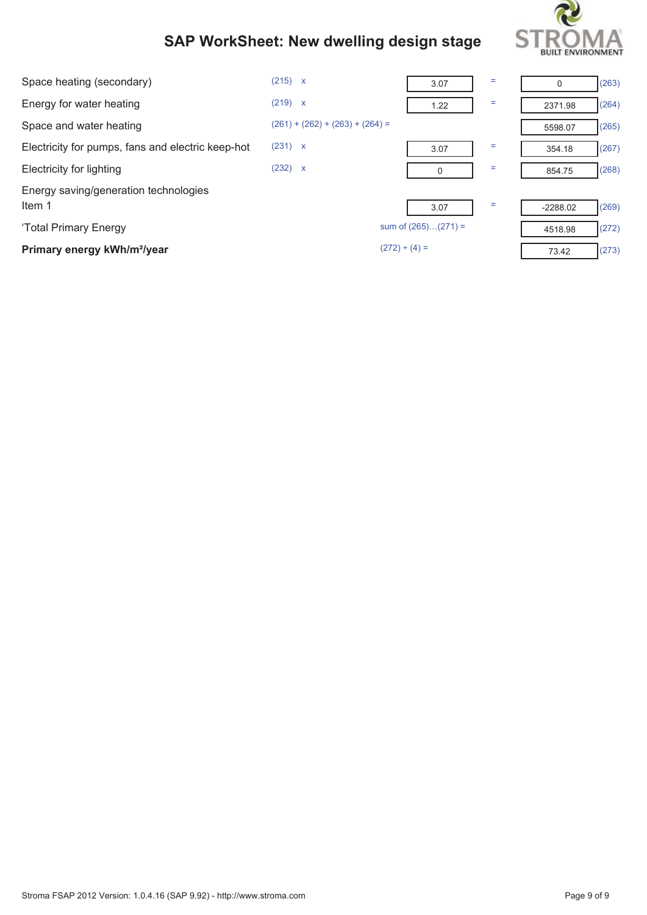# SAP WorkSheet: New dwelling design stage

| | | | | | |
|---|---|---|---|---|---|
| Space heating (secondary) | (215) x | 3.07 | = | 0 | (263) |
| Energy for water heating | (219) x | 1.22 | = | 2371.98 | (264) |
| Space and water heating | (261) + (262) + (263) + (264) = | | | 5598.07 | (265) |
| Electricity for pumps, fans and electric keep-hot | (231) x | 3.07 | = | 354.18 | (267) |
| Electricity for lighting | (232) x | 0 | = | 854.75 | (268) |
| Energy saving/generation technologies<br>Item 1 | | 3.07 | = | -2288.02 | (269) |
| 'Total Primary Energy | sum of (265)…(271) = | | | 4518.98 | (272) |
| **Primary energy kWh/m²/year** | (272) ÷ (4) = | | | 73.42 | (273) |

Stroma FSAP 2012 Version: 1.0.4.16 (SAP 9.92) - http://www.stroma.com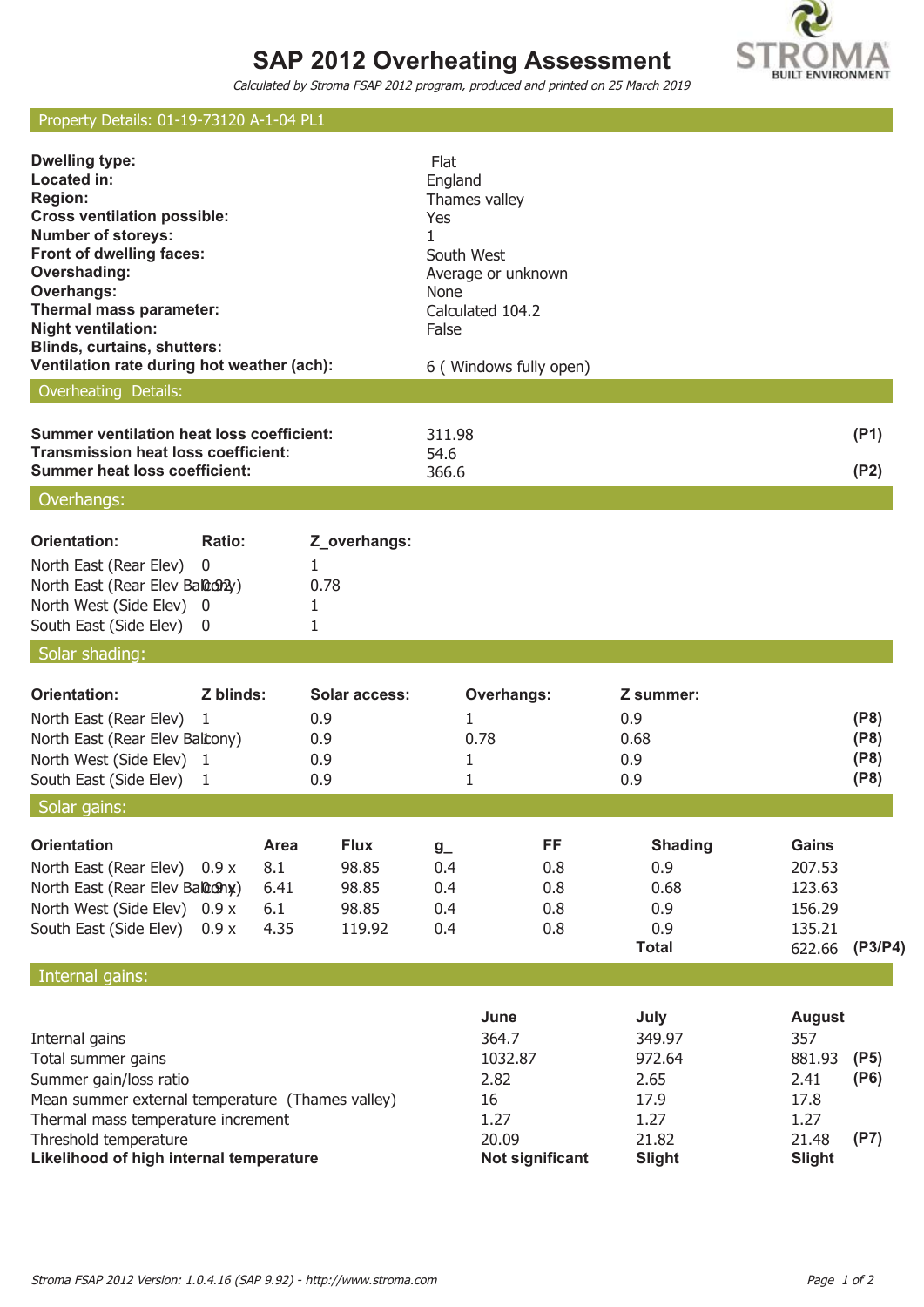# SAP 2012 Overheating Assessment

*Calculated by Stroma FSAP 2012 program, produced and printed on 25 March 2019*

## Property Details: 01-19-73120 A-1-04 PL1

| | |
|---|---|
| **Dwelling type:** | Flat |
| **Located in:** | England |
| **Region:** | Thames valley |
| **Cross ventilation possible:** | Yes |
| **Number of storeys:** | 1 |
| **Front of dwelling faces:** | South West |
| **Overshading:** | Average or unknown |
| **Overhangs:** | None |
| **Thermal mass parameter:** | Calculated 104.2 |
| **Night ventilation:** | False |
| **Blinds, curtains, shutters:** | |
| **Ventilation rate during hot weather (ach):** | 6 ( Windows fully open) |

## Overheating Details:

| | | |
|---|---|---|
| **Summer ventilation heat loss coefficient:** | 311.98 | **(P1)** |
| **Transmission heat loss coefficient:** | 54.6 | |
| **Summer heat loss coefficient:** | 366.6 | **(P2)** |

## Overhangs:

| Orientation: | Ratio: | Z_overhangs: |
|---|---|---|
| North East (Rear Elev) | 0 | 1 |
| North East (Rear Elev Balcony) | 0.92 | 0.78 |
| North West (Side Elev) | 0 | 1 |
| South East (Side Elev) | 0 | 1 |

## Solar shading:

| Orientation: | Z blinds: | Solar access: | Overhangs: | Z summer: | |
|---|---|---|---|---|---|
| North East (Rear Elev) | 1 | 0.9 | 1 | 0.9 | **(P8)** |
| North East (Rear Elev Balcony) | 1 | 0.9 | 0.78 | 0.68 | **(P8)** |
| North West (Side Elev) | 1 | 0.9 | 1 | 0.9 | **(P8)** |
| South East (Side Elev) | 1 | 0.9 | 1 | 0.9 | **(P8)** |

## Solar gains:

| Orientation | | Area | Flux | g_ | FF | Shading | Gains | |
|---|---|---|---|---|---|---|---|---|
| North East (Rear Elev) | 0.9 x | 8.1 | 98.85 | 0.4 | 0.8 | 0.9 | 207.53 | |
| North East (Rear Elev Balcony) | 0.9 x | 6.41 | 98.85 | 0.4 | 0.8 | 0.68 | 123.63 | |
| North West (Side Elev) | 0.9 x | 6.1 | 98.85 | 0.4 | 0.8 | 0.9 | 156.29 | |
| South East (Side Elev) | 0.9 x | 4.35 | 119.92 | 0.4 | 0.8 | 0.9 | 135.21 | |
| | | | | | | **Total** | 622.66 | **(P3/P4)** |

## Internal gains:

| | June | July | August | |
|---|---|---|---|---|
| Internal gains | 364.7 | 349.97 | 357 | |
| Total summer gains | 1032.87 | 972.64 | 881.93 | **(P5)** |
| Summer gain/loss ratio | 2.82 | 2.65 | 2.41 | **(P6)** |
| Mean summer external temperature (Thames valley) | 16 | 17.9 | 17.8 | |
| Thermal mass temperature increment | 1.27 | 1.27 | 1.27 | |
| Threshold temperature | 20.09 | 21.82 | 21.48 | **(P7)** |
| **Likelihood of high internal temperature** | **Not significant** | **Slight** | **Slight** | |

*Stroma FSAP 2012 Version: 1.0.4.16 (SAP 9.92) - http://www.stroma.com*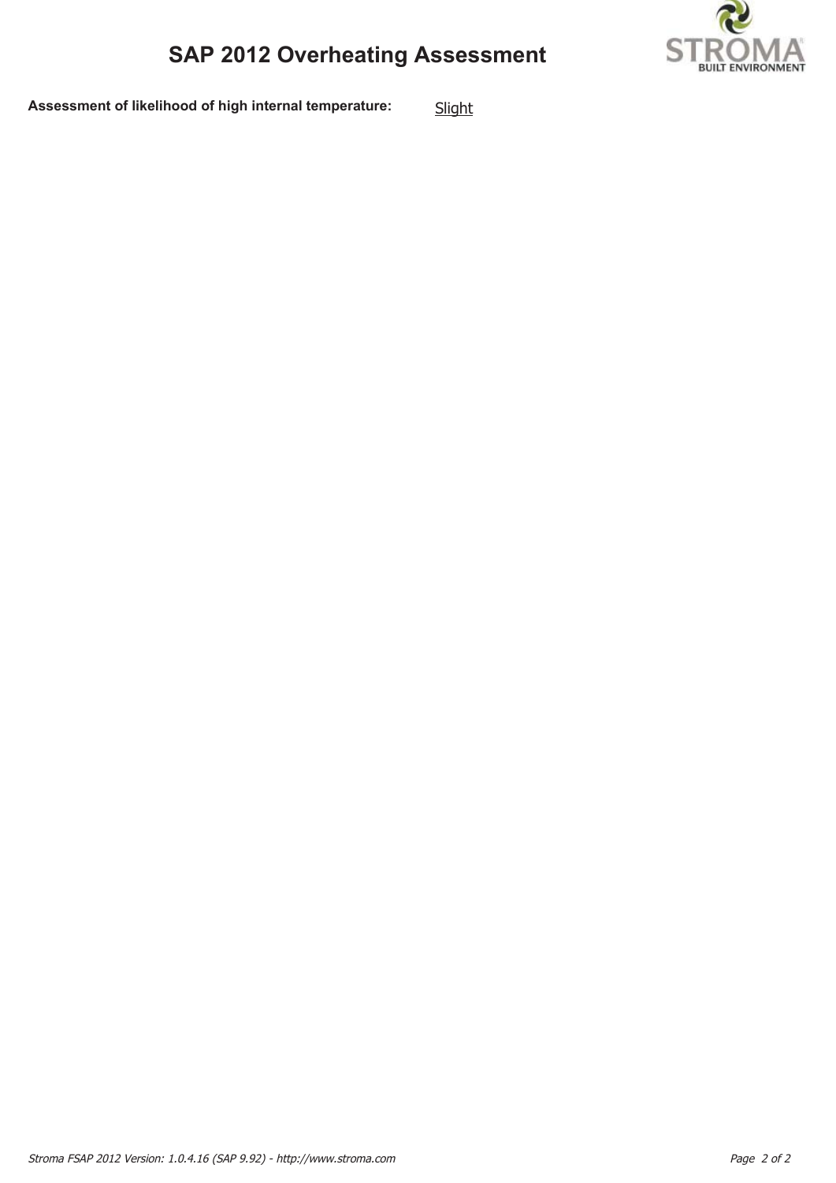# SAP 2012 Overheating Assessment

**Assessment of likelihood of high internal temperature:** Slight